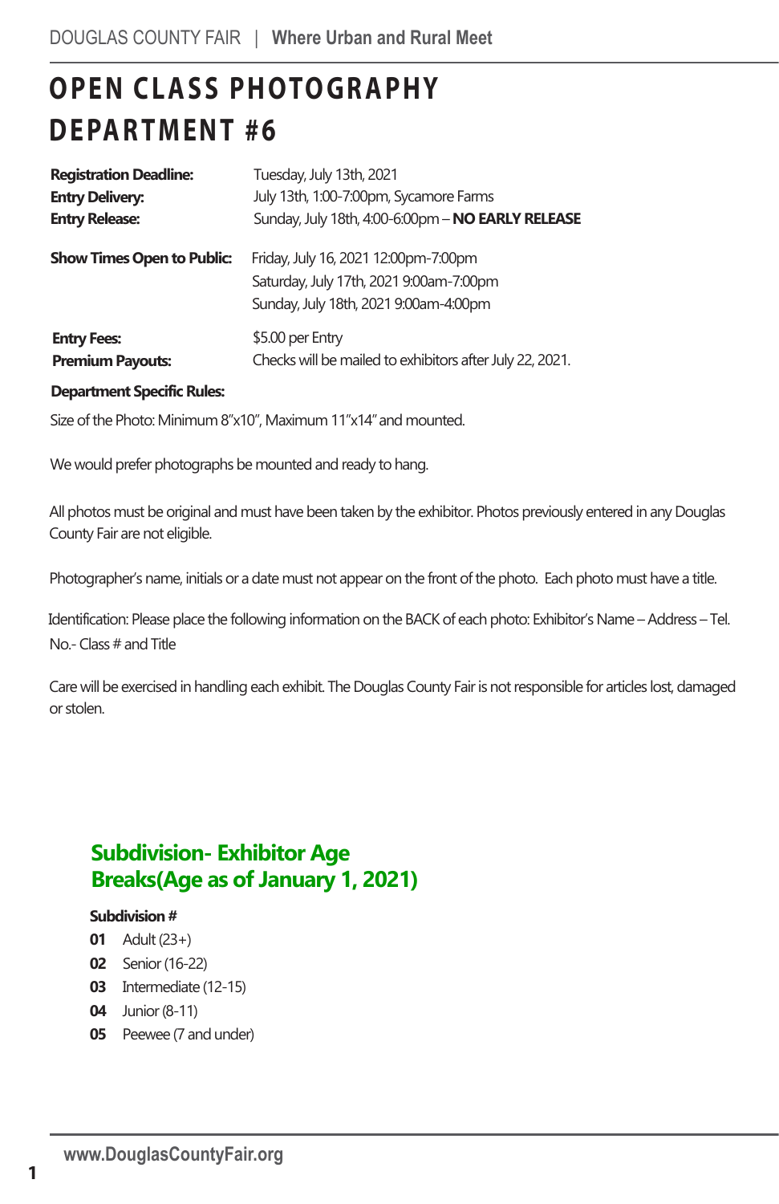# OPEN CLASS PHOTOGRAPHY DEPARTMENT #6

**Registration Deadline:** Tuesday, July 13th, 2021
**Entry Delivery:** July 13th, 1:00-7:00pm, Sycamore Farms
**Entry Release:** Sunday, July 18th, 4:00-6:00pm – **NO EARLY RELEASE**

**Show Times Open to Public:** Friday, July 16, 2021 12:00pm-7:00pm
Saturday, July 17th, 2021 9:00am-7:00pm
Sunday, July 18th, 2021 9:00am-4:00pm

**Entry Fees:** $5.00 per Entry
**Premium Payouts:** Checks will be mailed to exhibitors after July 22, 2021.

**Department Specific Rules:**

Size of the Photo: Minimum 8"x10", Maximum 11"x14" and mounted.

We would prefer photographs be mounted and ready to hang.

All photos must be original and must have been taken by the exhibitor. Photos previously entered in any Douglas County Fair are not eligible.

Photographer's name, initials or a date must not appear on the front of the photo. Each photo must have a title.

Identification: Please place the following information on the BACK of each photo: Exhibitor's Name – Address – Tel. No.- Class # and Title

Care will be exercised in handling each exhibit. The Douglas County Fair is not responsible for articles lost, damaged or stolen.

## Subdivision- Exhibitor Age Breaks(Age as of January 1, 2021)

**Subdivision #**

**01** Adult (23+)
**02** Senior (16-22)
**03** Intermediate (12-15)
**04** Junior (8-11)
**05** Peewee (7 and under)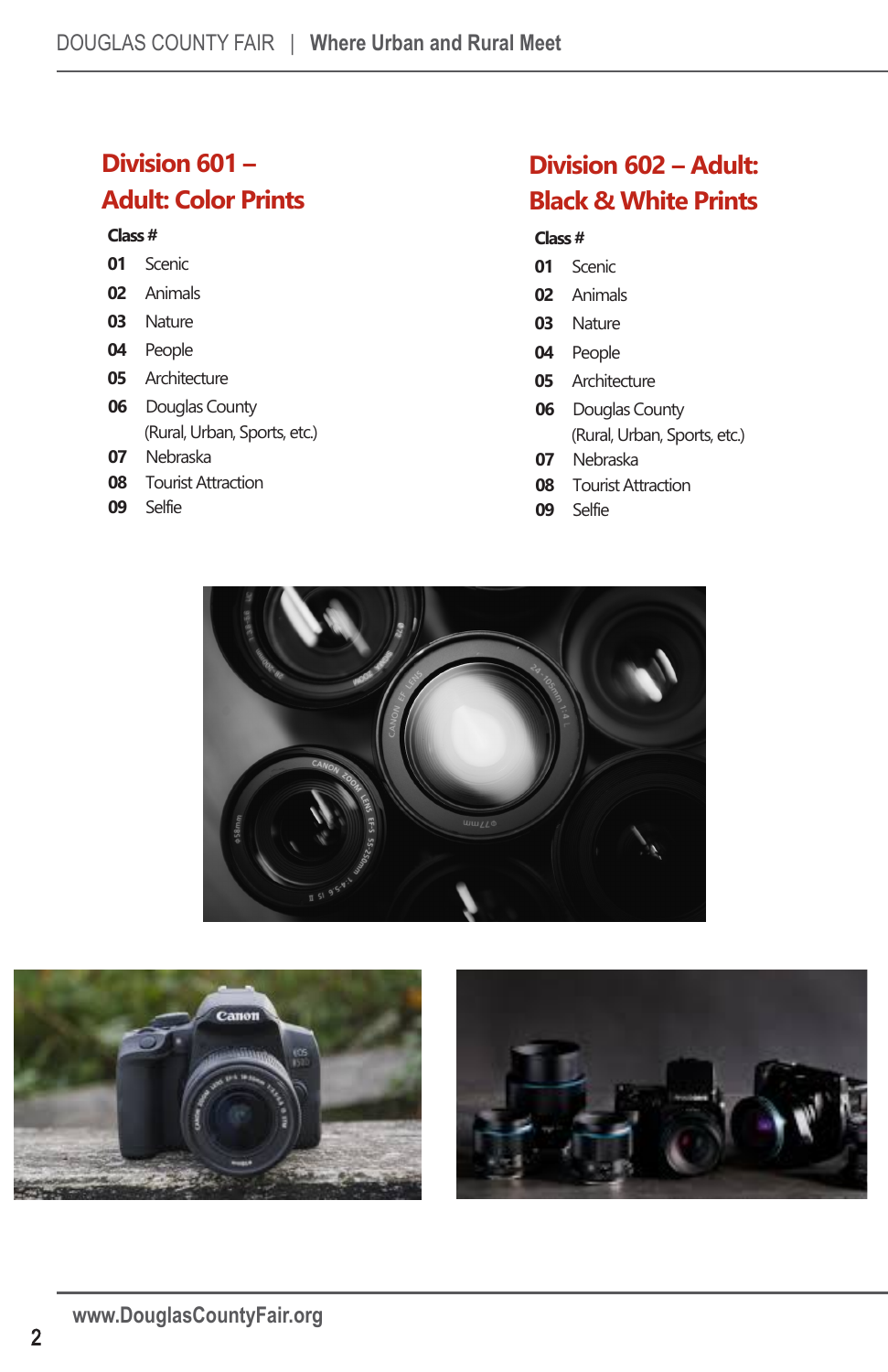## Division 601 – Adult: Color Prints

**Class #**

**01** Scenic
**02** Animals
**03** Nature
**04** People
**05** Architecture
**06** Douglas County
(Rural, Urban, Sports, etc.)
**07** Nebraska
**08** Tourist Attraction
**09** Selfie

## Division 602 – Adult: Black & White Prints

**Class #**

**01** Scenic
**02** Animals
**03** Nature
**04** People
**05** Architecture
**06** Douglas County
(Rural, Urban, Sports, etc.)
**07** Nebraska
**08** Tourist Attraction
**09** Selfie

www.DouglasCountyFair.org